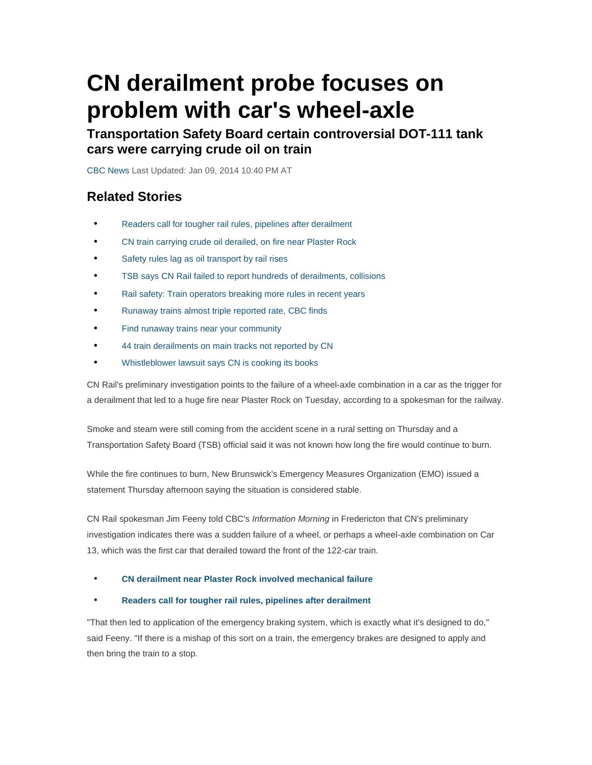# CN derailment probe focuses on problem with car's wheel-axle

## Transportation Safety Board certain controversial DOT-111 tank cars were carrying crude oil on train

CBC News Last Updated: Jan 09, 2014 10:40 PM AT

## Related Stories

- Readers call for tougher rail rules, pipelines after derailment
- CN train carrying crude oil derailed, on fire near Plaster Rock
- Safety rules lag as oil transport by rail rises
- TSB says CN Rail failed to report hundreds of derailments, collisions
- Rail safety: Train operators breaking more rules in recent years
- Runaway trains almost triple reported rate, CBC finds
- Find runaway trains near your community
- 44 train derailments on main tracks not reported by CN
- Whistleblower lawsuit says CN is cooking its books

CN Rail's preliminary investigation points to the failure of a wheel-axle combination in a car as the trigger for a derailment that led to a huge fire near Plaster Rock on Tuesday, according to a spokesman for the railway.

Smoke and steam were still coming from the accident scene in a rural setting on Thursday and a Transportation Safety Board (TSB) official said it was not known how long the fire would continue to burn.

While the fire continues to burn, New Brunswick's Emergency Measures Organization (EMO) issued a statement Thursday afternoon saying the situation is considered stable.

CN Rail spokesman Jim Feeny told CBC's *Information Morning* in Fredericton that CN's preliminary investigation indicates there was a sudden failure of a wheel, or perhaps a wheel-axle combination on Car 13, which was the first car that derailed toward the front of the 122-car train.

- **CN derailment near Plaster Rock involved mechanical failure**
- **Readers call for tougher rail rules, pipelines after derailment**

"That then led to application of the emergency braking system, which is exactly what it's designed to do," said Feeny. "If there is a mishap of this sort on a train, the emergency brakes are designed to apply and then bring the train to a stop.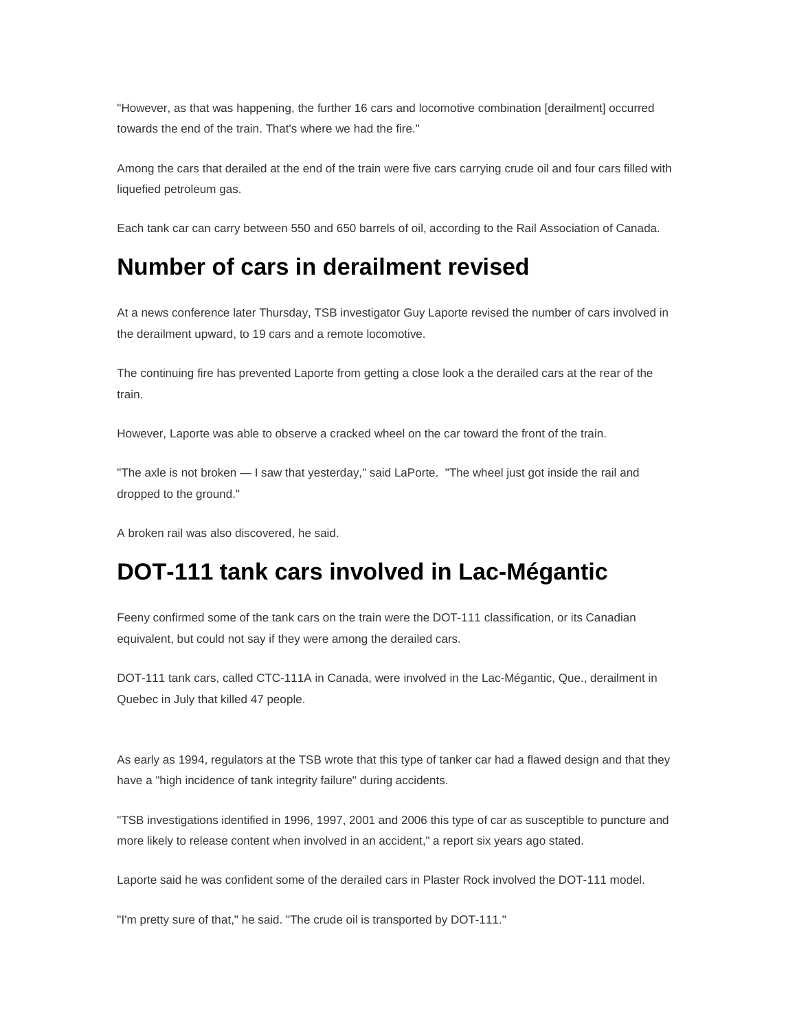"However, as that was happening, the further 16 cars and locomotive combination [derailment] occurred towards the end of the train. That's where we had the fire."

Among the cars that derailed at the end of the train were five cars carrying crude oil and four cars filled with liquefied petroleum gas.

Each tank car can carry between 550 and 650 barrels of oil, according to the Rail Association of Canada.

## Number of cars in derailment revised

At a news conference later Thursday, TSB investigator Guy Laporte revised the number of cars involved in the derailment upward, to 19 cars and a remote locomotive.

The continuing fire has prevented Laporte from getting a close look a the derailed cars at the rear of the train.

However, Laporte was able to observe a cracked wheel on the car toward the front of the train.

"The axle is not broken — I saw that yesterday," said LaPorte. "The wheel just got inside the rail and dropped to the ground."

A broken rail was also discovered, he said.

## DOT-111 tank cars involved in Lac-Mégantic

Feeny confirmed some of the tank cars on the train were the DOT-111 classification, or its Canadian equivalent, but could not say if they were among the derailed cars.

DOT-111 tank cars, called CTC-111A in Canada, were involved in the Lac-Mégantic, Que., derailment in Quebec in July that killed 47 people.

As early as 1994, regulators at the TSB wrote that this type of tanker car had a flawed design and that they have a "high incidence of tank integrity failure" during accidents.

"TSB investigations identified in 1996, 1997, 2001 and 2006 this type of car as susceptible to puncture and more likely to release content when involved in an accident," a report six years ago stated.

Laporte said he was confident some of the derailed cars in Plaster Rock involved the DOT-111 model.

"I'm pretty sure of that," he said. "The crude oil is transported by DOT-111."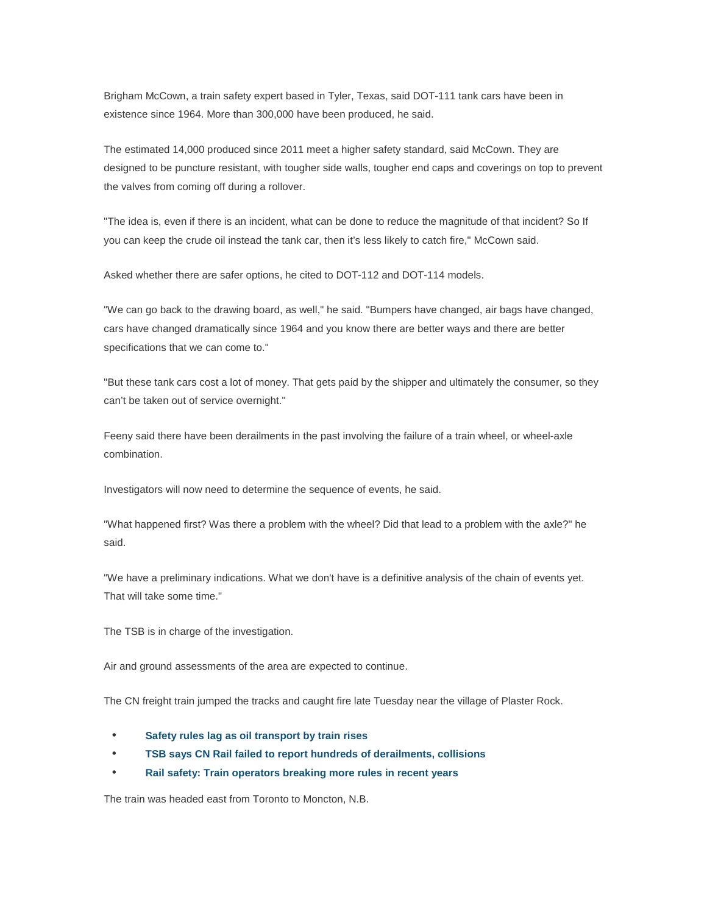Brigham McCown, a train safety expert based in Tyler, Texas, said DOT-111 tank cars have been in existence since 1964. More than 300,000 have been produced, he said.

The estimated 14,000 produced since 2011 meet a higher safety standard, said McCown. They are designed to be puncture resistant, with tougher side walls, tougher end caps and coverings on top to prevent the valves from coming off during a rollover.

"The idea is, even if there is an incident, what can be done to reduce the magnitude of that incident? So If you can keep the crude oil instead the tank car, then it's less likely to catch fire," McCown said.

Asked whether there are safer options, he cited to DOT-112 and DOT-114 models.

"We can go back to the drawing board, as well," he said. "Bumpers have changed, air bags have changed, cars have changed dramatically since 1964 and you know there are better ways and there are better specifications that we can come to."

"But these tank cars cost a lot of money. That gets paid by the shipper and ultimately the consumer, so they can't be taken out of service overnight."

Feeny said there have been derailments in the past involving the failure of a train wheel, or wheel-axle combination.

Investigators will now need to determine the sequence of events, he said.

"What happened first? Was there a problem with the wheel? Did that lead to a problem with the axle?" he said.

"We have a preliminary indications. What we don't have is a definitive analysis of the chain of events yet. That will take some time."

The TSB is in charge of the investigation.

Air and ground assessments of the area are expected to continue.

The CN freight train jumped the tracks and caught fire late Tuesday near the village of Plaster Rock.

- **Safety rules lag as oil transport by train rises**
- **TSB says CN Rail failed to report hundreds of derailments, collisions**
- **Rail safety: Train operators breaking more rules in recent years**

The train was headed east from Toronto to Moncton, N.B.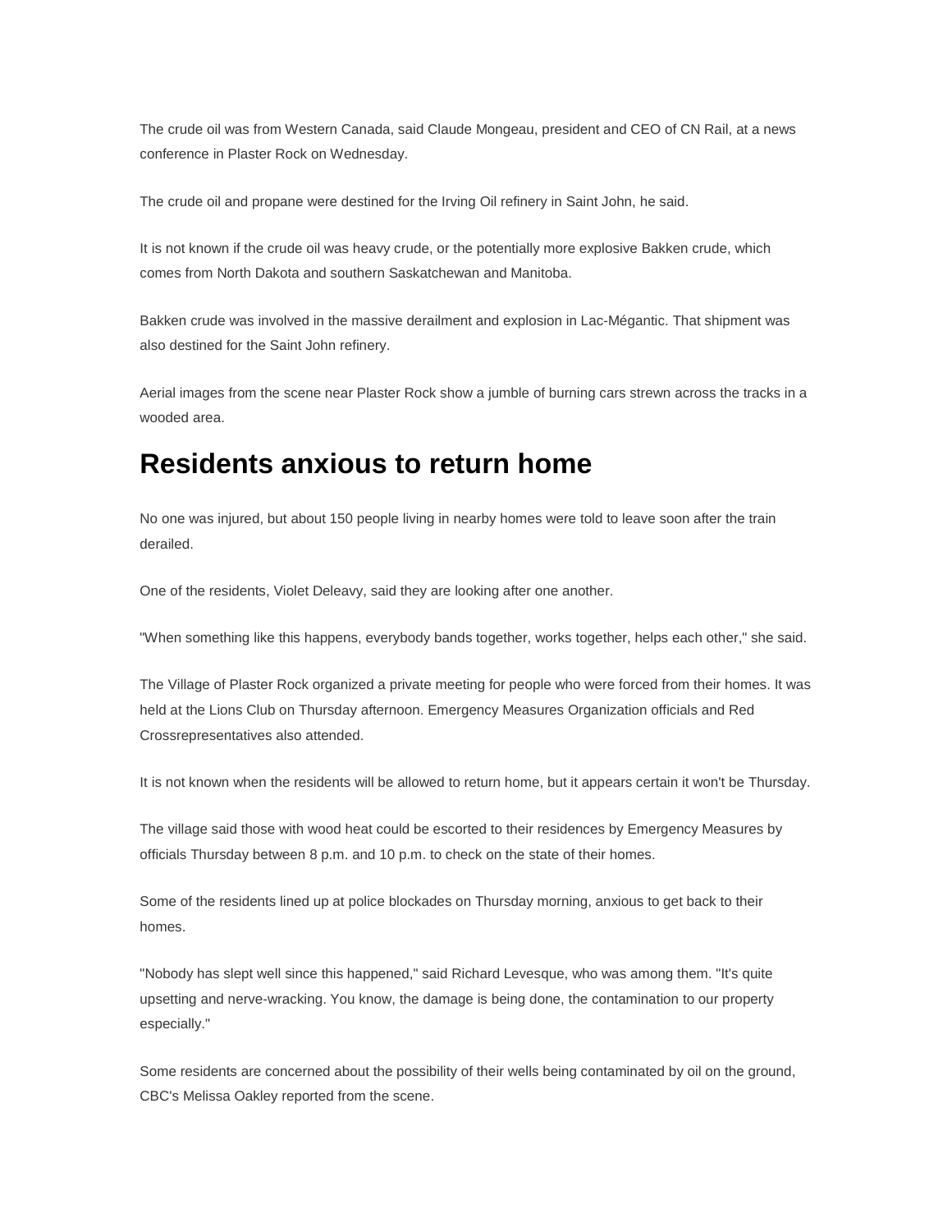The crude oil was from Western Canada, said Claude Mongeau, president and CEO of CN Rail, at a news conference in Plaster Rock on Wednesday.

The crude oil and propane were destined for the Irving Oil refinery in Saint John, he said.

It is not known if the crude oil was heavy crude, or the potentially more explosive Bakken crude, which comes from North Dakota and southern Saskatchewan and Manitoba.

Bakken crude was involved in the massive derailment and explosion in Lac-Mégantic. That shipment was also destined for the Saint John refinery.

Aerial images from the scene near Plaster Rock show a jumble of burning cars strewn across the tracks in a wooded area.

## Residents anxious to return home

No one was injured, but about 150 people living in nearby homes were told to leave soon after the train derailed.

One of the residents, Violet Deleavy, said they are looking after one another.

"When something like this happens, everybody bands together, works together, helps each other," she said.

The Village of Plaster Rock organized a private meeting for people who were forced from their homes. It was held at the Lions Club on Thursday afternoon. Emergency Measures Organization officials and Red Crossrepresentatives also attended.

It is not known when the residents will be allowed to return home, but it appears certain it won't be Thursday.

The village said those with wood heat could be escorted to their residences by Emergency Measures by officials Thursday between 8 p.m. and 10 p.m. to check on the state of their homes.

Some of the residents lined up at police blockades on Thursday morning, anxious to get back to their homes.

"Nobody has slept well since this happened," said Richard Levesque, who was among them. "It's quite upsetting and nerve-wracking. You know, the damage is being done, the contamination to our property especially."

Some residents are concerned about the possibility of their wells being contaminated by oil on the ground, CBC's Melissa Oakley reported from the scene.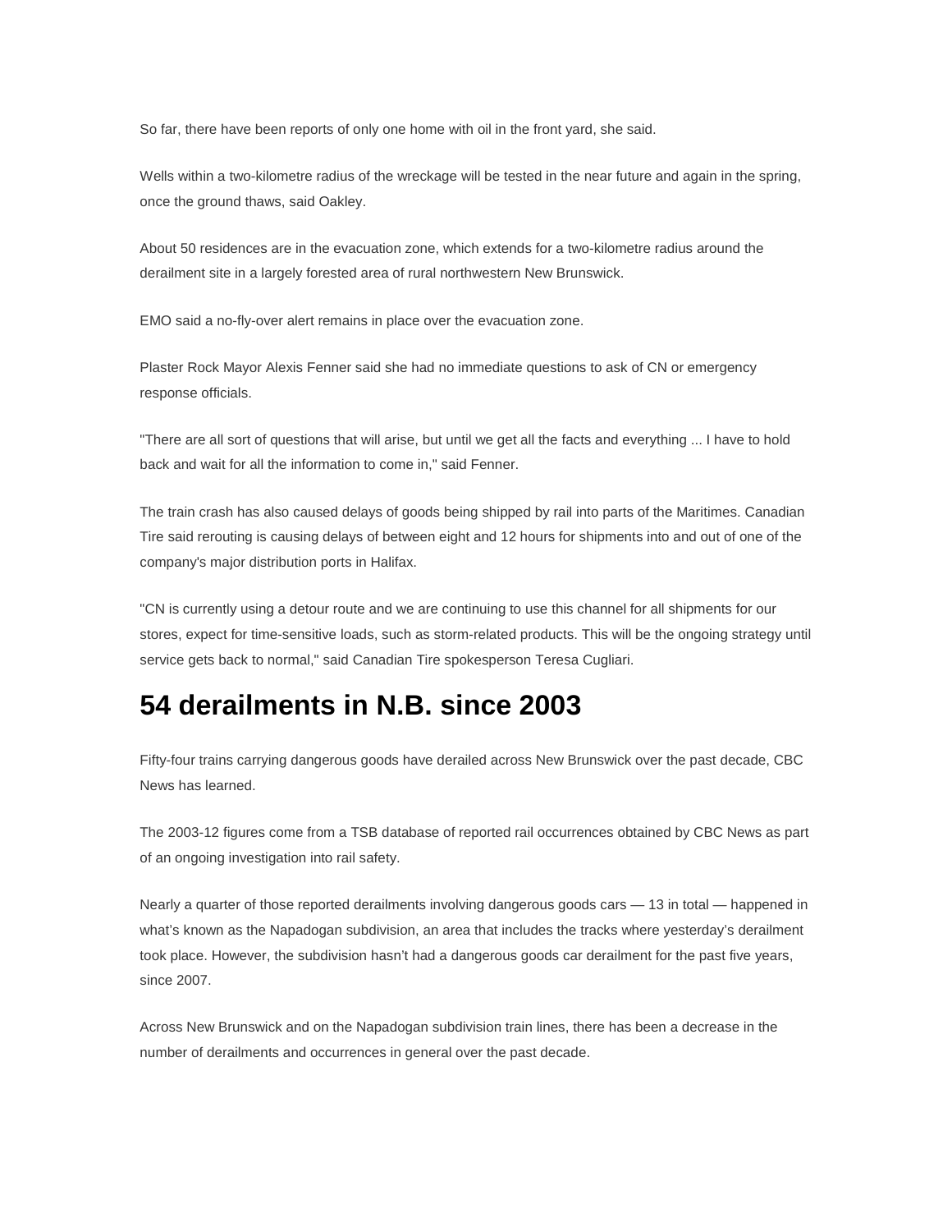So far, there have been reports of only one home with oil in the front yard, she said.

Wells within a two-kilometre radius of the wreckage will be tested in the near future and again in the spring, once the ground thaws, said Oakley.

About 50 residences are in the evacuation zone, which extends for a two-kilometre radius around the derailment site in a largely forested area of rural northwestern New Brunswick.

EMO said a no-fly-over alert remains in place over the evacuation zone.

Plaster Rock Mayor Alexis Fenner said she had no immediate questions to ask of CN or emergency response officials.

"There are all sort of questions that will arise, but until we get all the facts and everything ... I have to hold back and wait for all the information to come in," said Fenner.

The train crash has also caused delays of goods being shipped by rail into parts of the Maritimes. Canadian Tire said rerouting is causing delays of between eight and 12 hours for shipments into and out of one of the company's major distribution ports in Halifax.

"CN is currently using a detour route and we are continuing to use this channel for all shipments for our stores, expect for time-sensitive loads, such as storm-related products. This will be the ongoing strategy until service gets back to normal," said Canadian Tire spokesperson Teresa Cugliari.

## 54 derailments in N.B. since 2003

Fifty-four trains carrying dangerous goods have derailed across New Brunswick over the past decade, CBC News has learned.

The 2003-12 figures come from a TSB database of reported rail occurrences obtained by CBC News as part of an ongoing investigation into rail safety.

Nearly a quarter of those reported derailments involving dangerous goods cars — 13 in total — happened in what's known as the Napadogan subdivision, an area that includes the tracks where yesterday's derailment took place. However, the subdivision hasn't had a dangerous goods car derailment for the past five years, since 2007.

Across New Brunswick and on the Napadogan subdivision train lines, there has been a decrease in the number of derailments and occurrences in general over the past decade.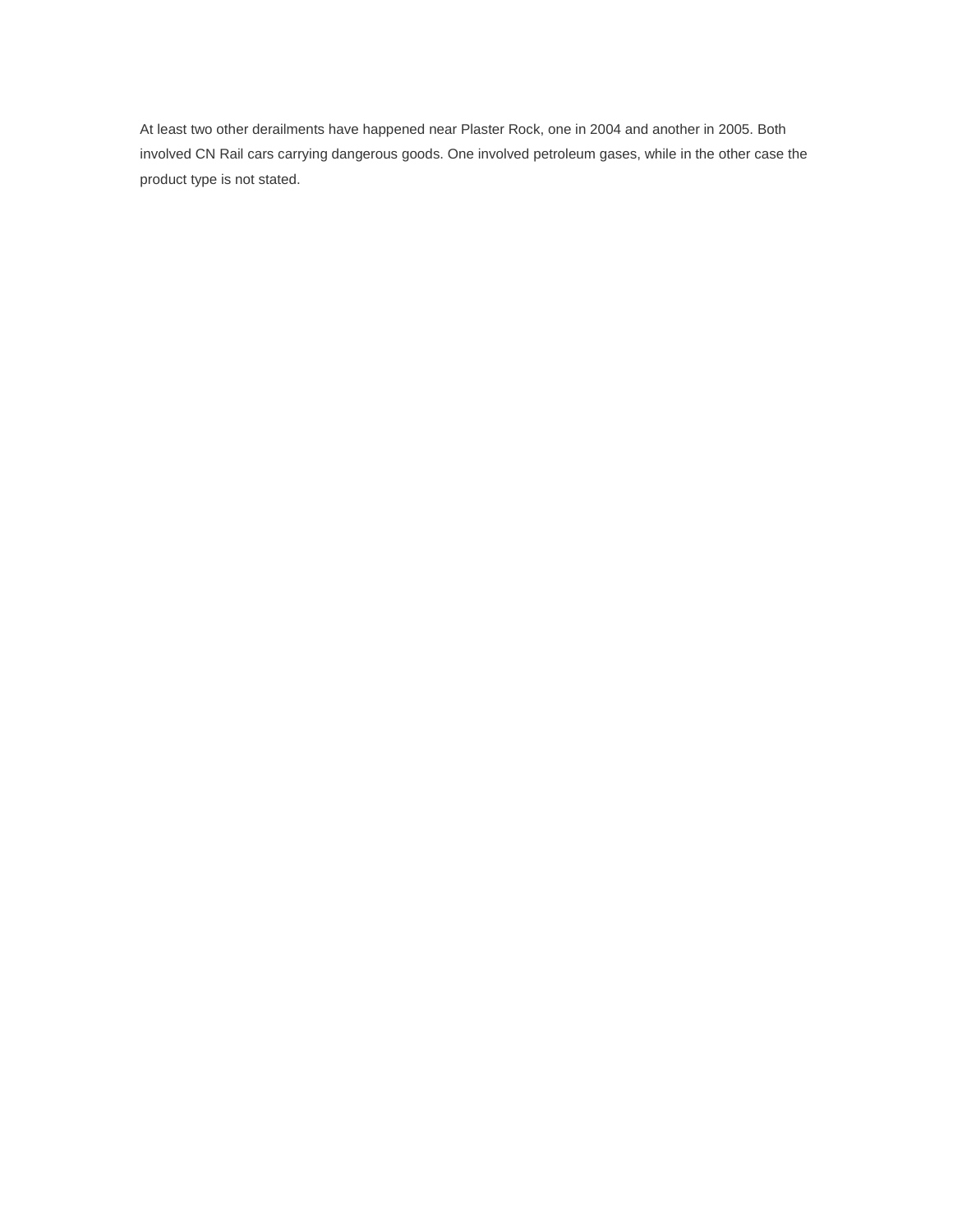At least two other derailments have happened near Plaster Rock, one in 2004 and another in 2005. Both involved CN Rail cars carrying dangerous goods. One involved petroleum gases, while in the other case the product type is not stated.